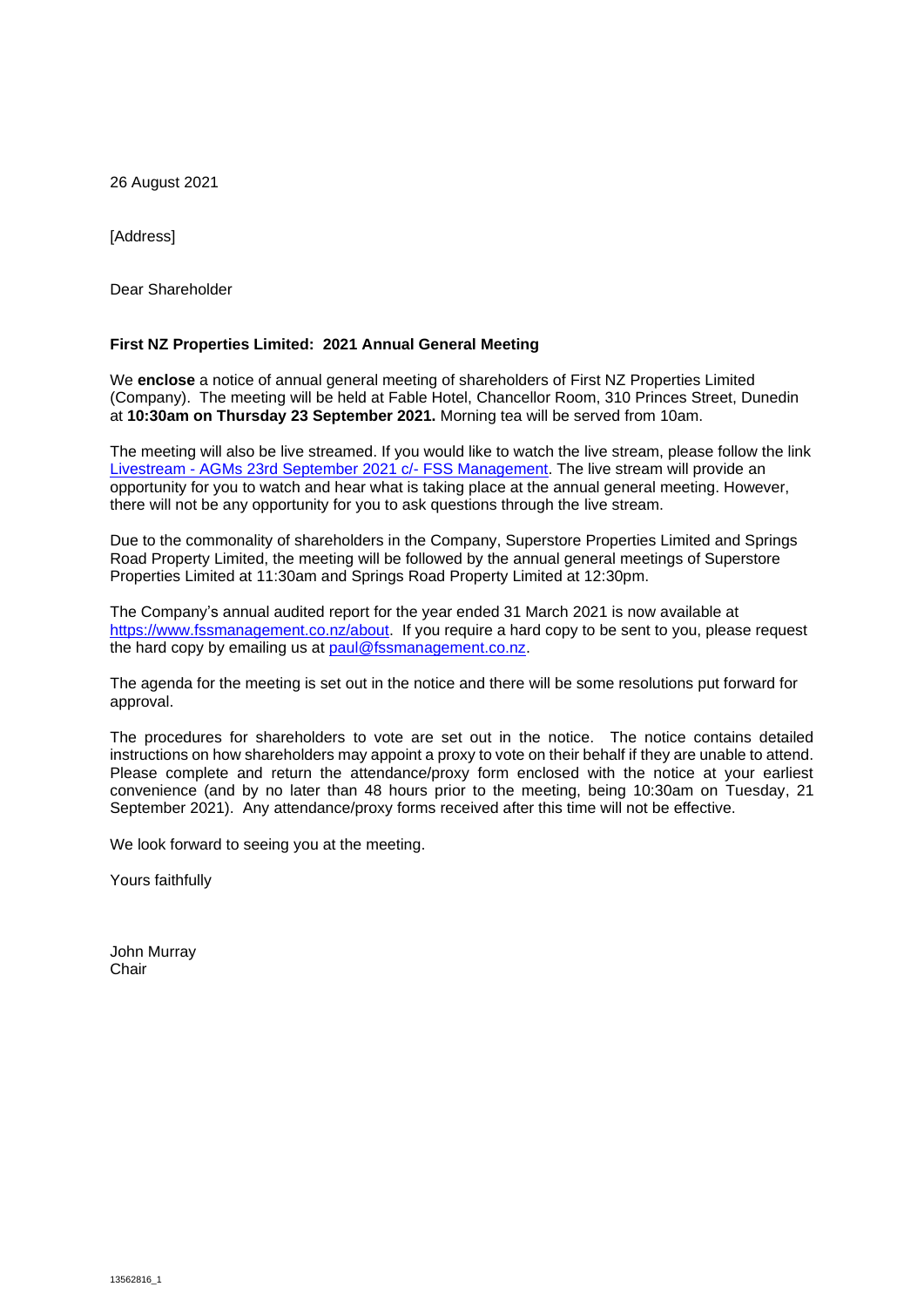26 August 2021

[Address]

Dear Shareholder

**First NZ Properties Limited: 2021 Annual General Meeting**

We **enclose** a notice of annual general meeting of shareholders of First NZ Properties Limited (Company). The meeting will be held at Fable Hotel, Chancellor Room, 310 Princes Street, Dunedin at **10:30am on Thursday 23 September 2021.** Morning tea will be served from 10am.

The meeting will also be live streamed. If you would like to watch the live stream, please follow the link Livestream - AGMs 23rd September 2021 c/- FSS Management. The live stream will provide an opportunity for you to watch and hear what is taking place at the annual general meeting. However, there will not be any opportunity for you to ask questions through the live stream.

Due to the commonality of shareholders in the Company, Superstore Properties Limited and Springs Road Property Limited, the meeting will be followed by the annual general meetings of Superstore Properties Limited at 11:30am and Springs Road Property Limited at 12:30pm.

The Company's annual audited report for the year ended 31 March 2021 is now available at https://www.fssmanagement.co.nz/about. If you require a hard copy to be sent to you, please request the hard copy by emailing us at paul@fssmanagement.co.nz.

The agenda for the meeting is set out in the notice and there will be some resolutions put forward for approval.

The procedures for shareholders to vote are set out in the notice. The notice contains detailed instructions on how shareholders may appoint a proxy to vote on their behalf if they are unable to attend. Please complete and return the attendance/proxy form enclosed with the notice at your earliest convenience (and by no later than 48 hours prior to the meeting, being 10:30am on Tuesday, 21 September 2021). Any attendance/proxy forms received after this time will not be effective.

We look forward to seeing you at the meeting.

Yours faithfully

John Murray
Chair

13562816_1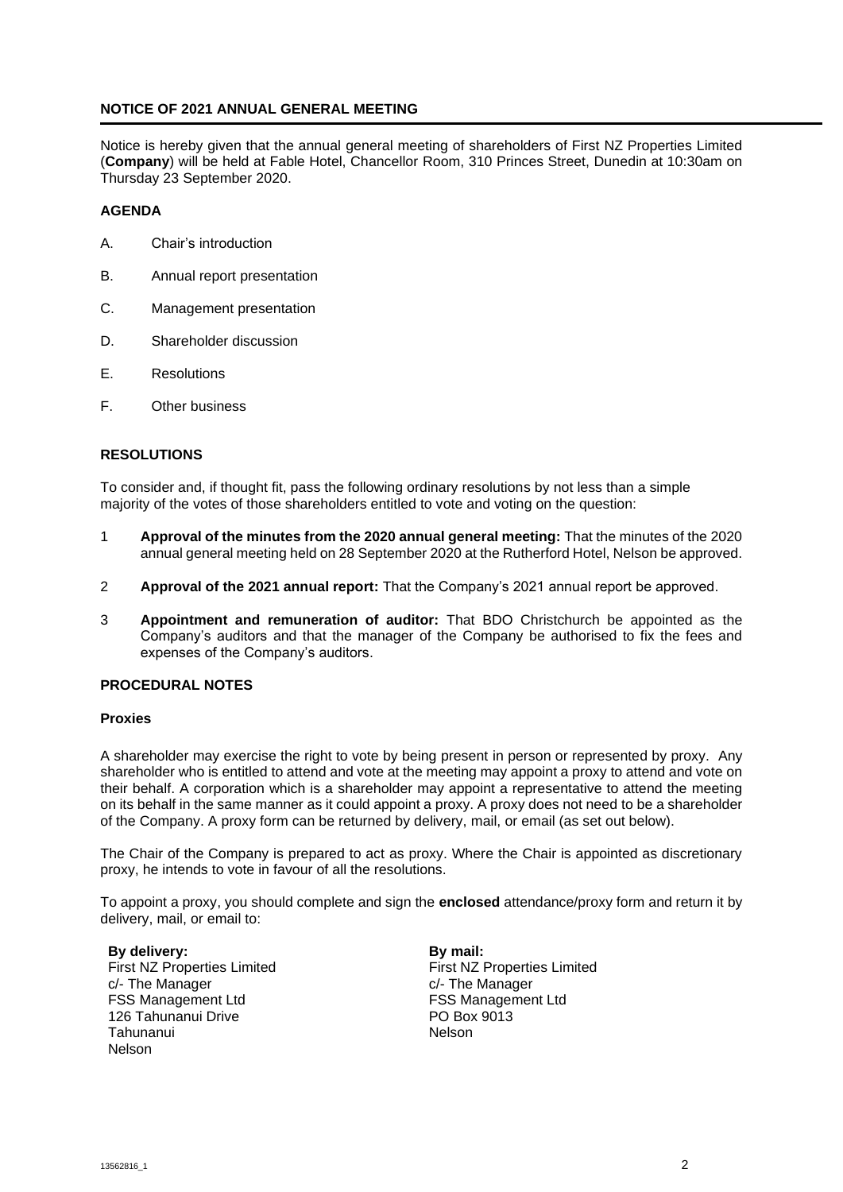## NOTICE OF 2021 ANNUAL GENERAL MEETING

Notice is hereby given that the annual general meeting of shareholders of First NZ Properties Limited (**Company**) will be held at Fable Hotel, Chancellor Room, 310 Princes Street, Dunedin at 10:30am on Thursday 23 September 2020.

### AGENDA

A. Chair's introduction

B. Annual report presentation

C. Management presentation

D. Shareholder discussion

E. Resolutions

F. Other business

### RESOLUTIONS

To consider and, if thought fit, pass the following ordinary resolutions by not less than a simple majority of the votes of those shareholders entitled to vote and voting on the question:

1 **Approval of the minutes from the 2020 annual general meeting:** That the minutes of the 2020 annual general meeting held on 28 September 2020 at the Rutherford Hotel, Nelson be approved.

2 **Approval of the 2021 annual report:** That the Company's 2021 annual report be approved.

3 **Appointment and remuneration of auditor:** That BDO Christchurch be appointed as the Company's auditors and that the manager of the Company be authorised to fix the fees and expenses of the Company's auditors.

### PROCEDURAL NOTES

#### Proxies

A shareholder may exercise the right to vote by being present in person or represented by proxy. Any shareholder who is entitled to attend and vote at the meeting may appoint a proxy to attend and vote on their behalf. A corporation which is a shareholder may appoint a representative to attend the meeting on its behalf in the same manner as it could appoint a proxy. A proxy does not need to be a shareholder of the Company. A proxy form can be returned by delivery, mail, or email (as set out below).

The Chair of the Company is prepared to act as proxy. Where the Chair is appointed as discretionary proxy, he intends to vote in favour of all the resolutions.

To appoint a proxy, you should complete and sign the **enclosed** attendance/proxy form and return it by delivery, mail, or email to:

**By delivery:**
First NZ Properties Limited
c/- The Manager
FSS Management Ltd
126 Tahunanui Drive
Tahunanui
Nelson

**By mail:**
First NZ Properties Limited
c/- The Manager
FSS Management Ltd
PO Box 9013
Nelson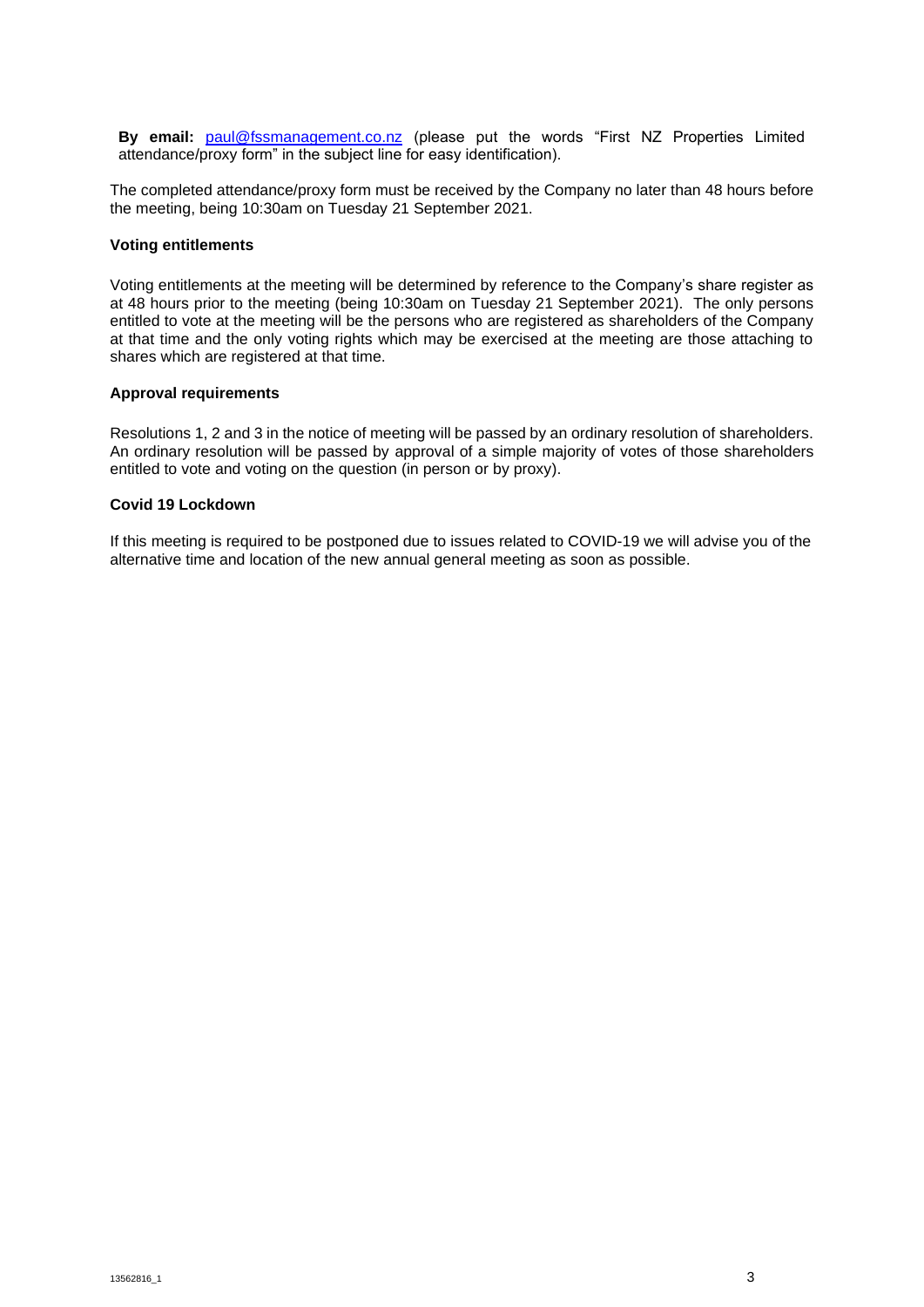**By email:** paul@fssmanagement.co.nz (please put the words "First NZ Properties Limited attendance/proxy form" in the subject line for easy identification).

The completed attendance/proxy form must be received by the Company no later than 48 hours before the meeting, being 10:30am on Tuesday 21 September 2021.

**Voting entitlements**

Voting entitlements at the meeting will be determined by reference to the Company's share register as at 48 hours prior to the meeting (being 10:30am on Tuesday 21 September 2021). The only persons entitled to vote at the meeting will be the persons who are registered as shareholders of the Company at that time and the only voting rights which may be exercised at the meeting are those attaching to shares which are registered at that time.

**Approval requirements**

Resolutions 1, 2 and 3 in the notice of meeting will be passed by an ordinary resolution of shareholders. An ordinary resolution will be passed by approval of a simple majority of votes of those shareholders entitled to vote and voting on the question (in person or by proxy).

**Covid 19 Lockdown**

If this meeting is required to be postponed due to issues related to COVID-19 we will advise you of the alternative time and location of the new annual general meeting as soon as possible.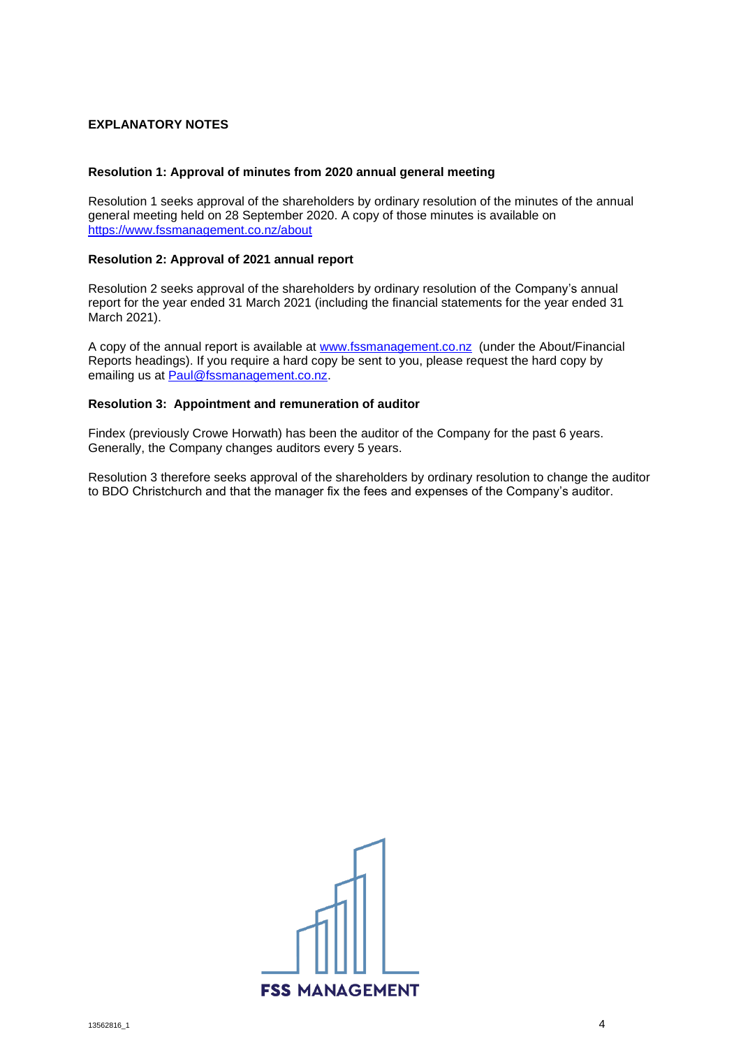## EXPLANATORY NOTES

### Resolution 1: Approval of minutes from 2020 annual general meeting

Resolution 1 seeks approval of the shareholders by ordinary resolution of the minutes of the annual general meeting held on 28 September 2020. A copy of those minutes is available on https://www.fssmanagement.co.nz/about

### Resolution 2: Approval of 2021 annual report

Resolution 2 seeks approval of the shareholders by ordinary resolution of the Company's annual report for the year ended 31 March 2021 (including the financial statements for the year ended 31 March 2021).

A copy of the annual report is available at www.fssmanagement.co.nz (under the About/Financial Reports headings). If you require a hard copy be sent to you, please request the hard copy by emailing us at Paul@fssmanagement.co.nz.

### Resolution 3: Appointment and remuneration of auditor

Findex (previously Crowe Horwath) has been the auditor of the Company for the past 6 years. Generally, the Company changes auditors every 5 years.

Resolution 3 therefore seeks approval of the shareholders by ordinary resolution to change the auditor to BDO Christchurch and that the manager fix the fees and expenses of the Company's auditor.

FSS MANAGEMENT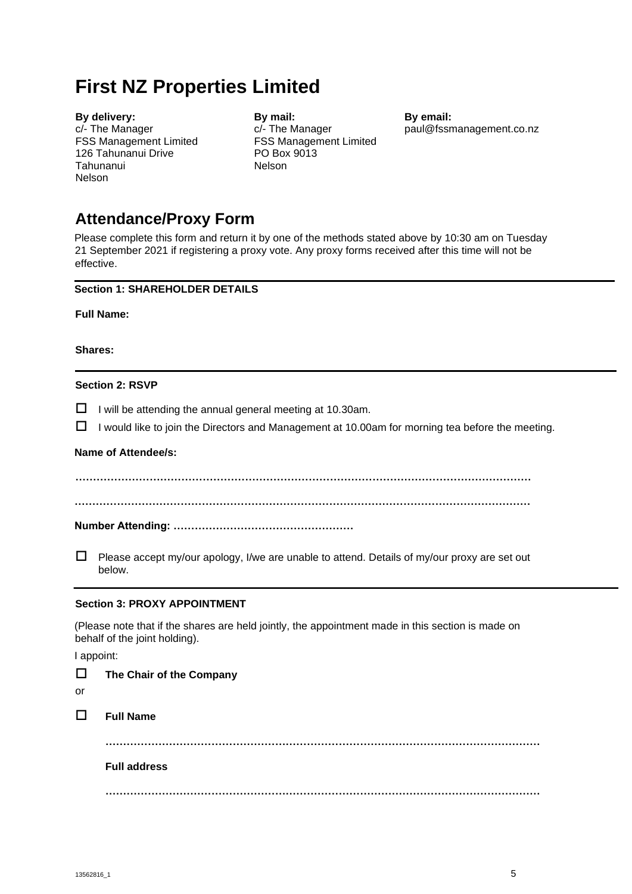# First NZ Properties Limited

**By delivery:**
c/- The Manager
FSS Management Limited
126 Tahunanui Drive
Tahunanui
Nelson

**By mail:**
c/- The Manager
FSS Management Limited
PO Box 9013
Nelson

**By email:**
paul@fssmanagement.co.nz

## Attendance/Proxy Form

Please complete this form and return it by one of the methods stated above by 10:30 am on Tuesday 21 September 2021 if registering a proxy vote. Any proxy forms received after this time will not be effective.

---

**Section 1: SHAREHOLDER DETAILS**

**Full Name:**

**Shares:**

---

**Section 2: RSVP**

☐ I will be attending the annual general meeting at 10.30am.

☐ I would like to join the Directors and Management at 10.00am for morning tea before the meeting.

**Name of Attendee/s:**

……………………………………………………………………………………………………………

……………………………………………………………………………………………………………

**Number Attending:** ……………………………………………

☐ Please accept my/our apology, I/we are unable to attend. Details of my/our proxy are set out below.

---

**Section 3: PROXY APPOINTMENT**

(Please note that if the shares are held jointly, the appointment made in this section is made on behalf of the joint holding).

I appoint:

☐ **The Chair of the Company**

or

☐ **Full Name**

……………………………………………………………………………………………………………

**Full address**

……………………………………………………………………………………………………………

13562816_1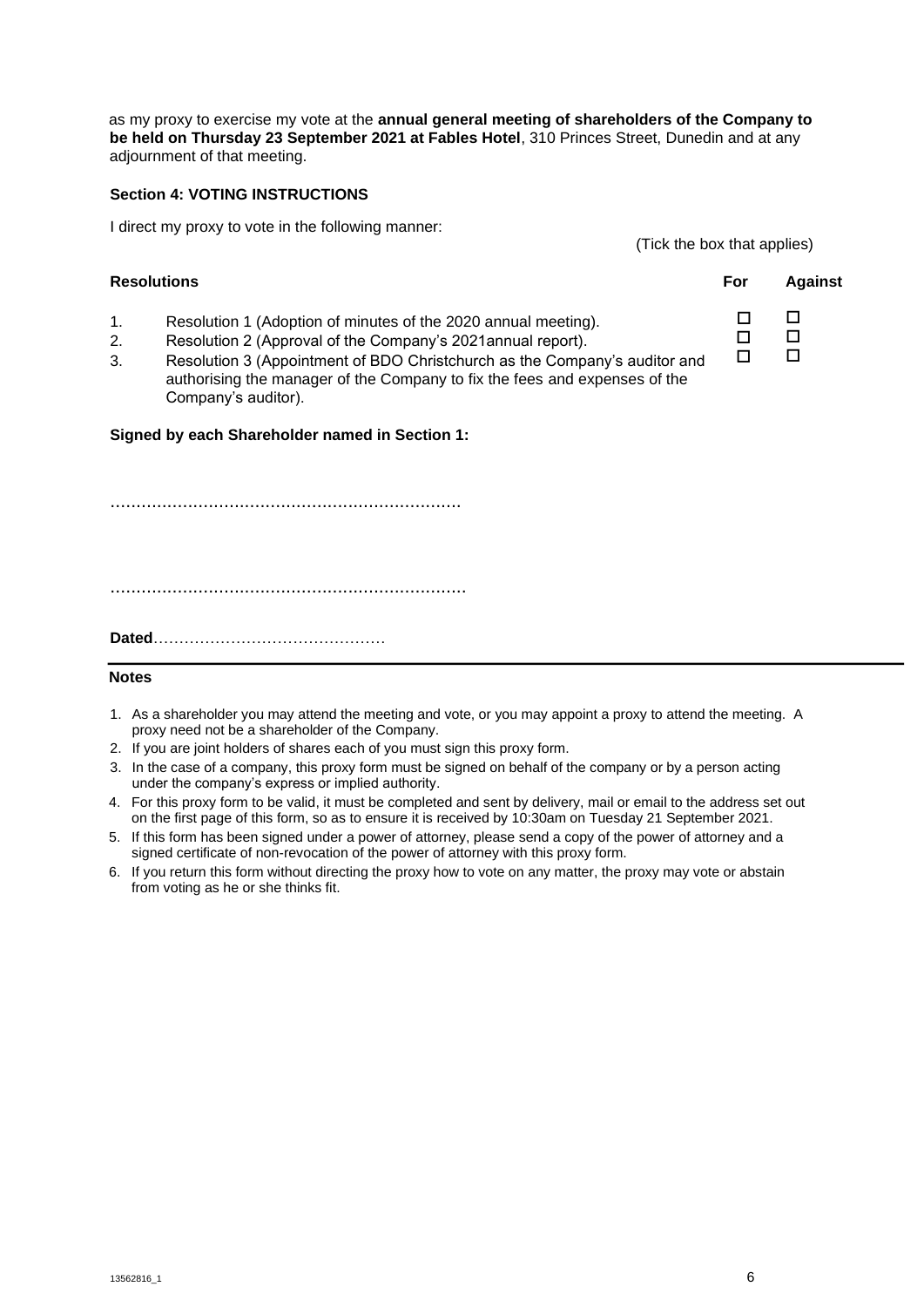as my proxy to exercise my vote at the **annual general meeting of shareholders of the Company to be held on Thursday 23 September 2021 at Fables Hotel**, 310 Princes Street, Dunedin and at any adjournment of that meeting.

**Section 4: VOTING INSTRUCTIONS**

I direct my proxy to vote in the following manner:

(Tick the box that applies)

| Resolutions | For | Against |
|---|---|---|
| 1. Resolution 1 (Adoption of minutes of the 2020 annual meeting). | ☐ | ☐ |
| 2. Resolution 2 (Approval of the Company's 2021annual report). | ☐ | ☐ |
| 3. Resolution 3 (Appointment of BDO Christchurch as the Company's auditor and authorising the manager of the Company to fix the fees and expenses of the Company's auditor). | ☐ | ☐ |

**Signed by each Shareholder named in Section 1:**

……………………………………………………….

……………………………………………………….

**Dated**………………………………………

**Notes**

1. As a shareholder you may attend the meeting and vote, or you may appoint a proxy to attend the meeting. A proxy need not be a shareholder of the Company.
2. If you are joint holders of shares each of you must sign this proxy form.
3. In the case of a company, this proxy form must be signed on behalf of the company or by a person acting under the company's express or implied authority.
4. For this proxy form to be valid, it must be completed and sent by delivery, mail or email to the address set out on the first page of this form, so as to ensure it is received by 10:30am on Tuesday 21 September 2021.
5. If this form has been signed under a power of attorney, please send a copy of the power of attorney and a signed certificate of non-revocation of the power of attorney with this proxy form.
6. If you return this form without directing the proxy how to vote on any matter, the proxy may vote or abstain from voting as he or she thinks fit.

13562816_1